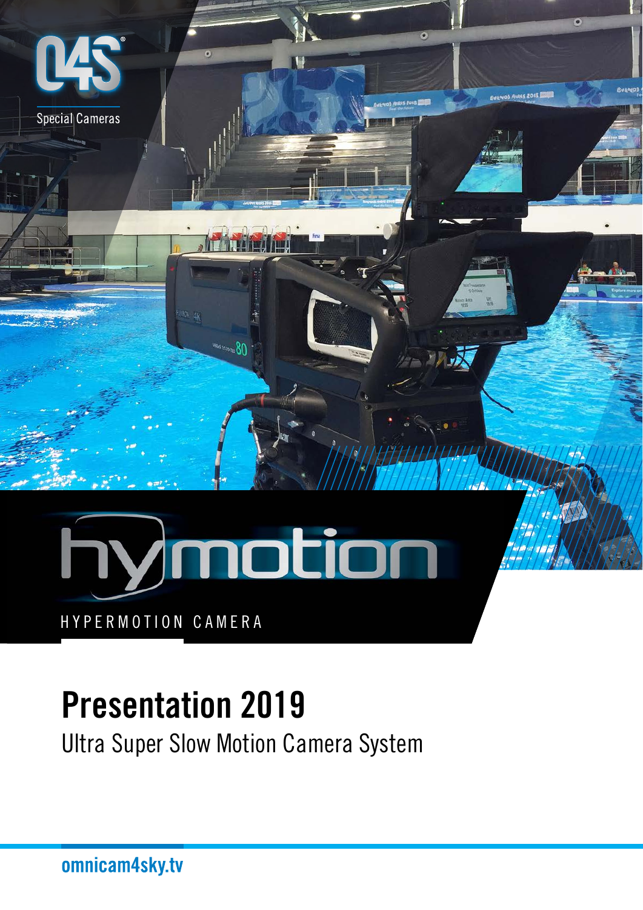O4S Special Cameras

# hymotion

HYPERMOTION CAMERA

# Presentation 2019

## Ultra Super Slow Motion Camera System

omnicam4sky.tv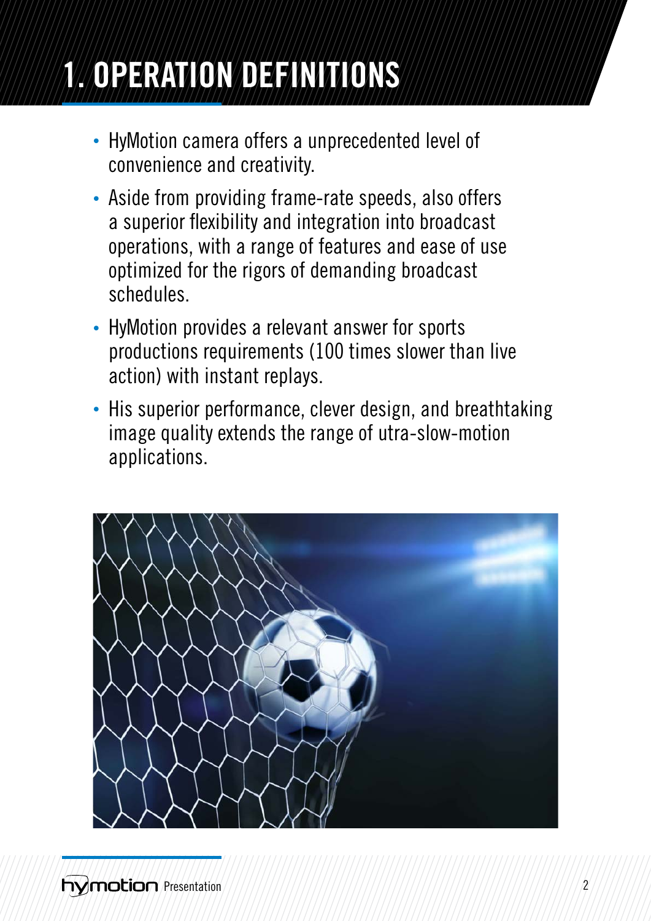# 1. OPERATION DEFINITIONS

- HyMotion camera offers a unprecedented level of convenience and creativity.
- Aside from providing frame-rate speeds, also offers a superior flexibility and integration into broadcast operations, with a range of features and ease of use optimized for the rigors of demanding broadcast schedules.
- HyMotion provides a relevant answer for sports productions requirements (100 times slower than live action) with instant replays.
- His superior performance, clever design, and breathtaking image quality extends the range of utra-slow-motion applications.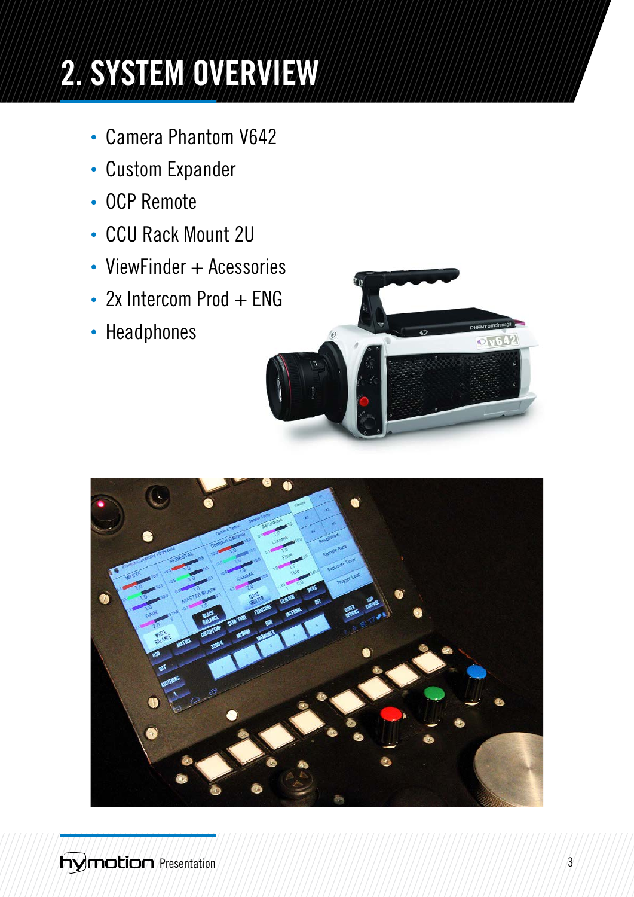# 2. SYSTEM OVERVIEW

- Camera Phantom V642
- Custom Expander
- OCP Remote
- CCU Rack Mount 2U
- ViewFinder + Acessories
- 2x Intercom Prod + ENG
- Headphones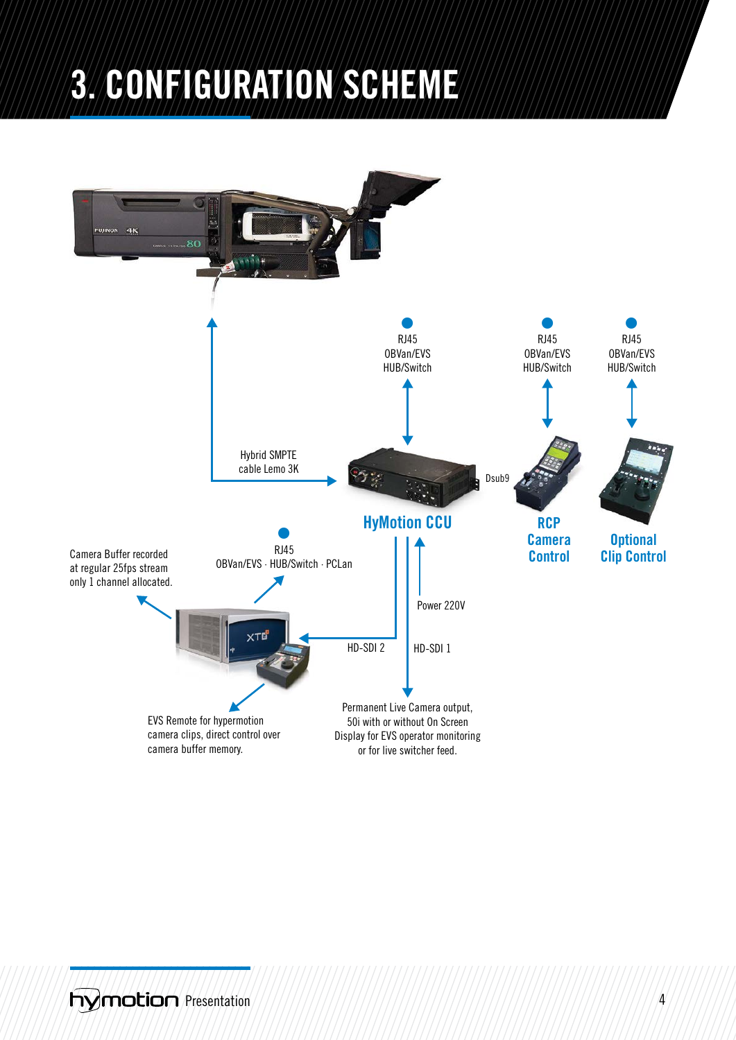# 3. CONFIGURATION SCHEME

RJ45
OBVan/EVS
HUB/Switch

RJ45
OBVan/EVS
HUB/Switch

RJ45
OBVan/EVS
HUB/Switch

Hybrid SMPTE
cable Lemo 3K

Dsub9

HyMotion CCU

RCP
Camera
Control

Optional
Clip Control

RJ45
OBVan/EVS · HUB/Switch · PCLan

Camera Buffer recorded
at regular 25fps stream
only 1 channel allocated.

Power 220V

HD-SDI 2

HD-SDI 1

EVS Remote for hypermotion
camera clips, direct control over
camera buffer memory.

Permanent Live Camera output,
50i with or without On Screen
Display for EVS operator monitoring
or for live switcher feed.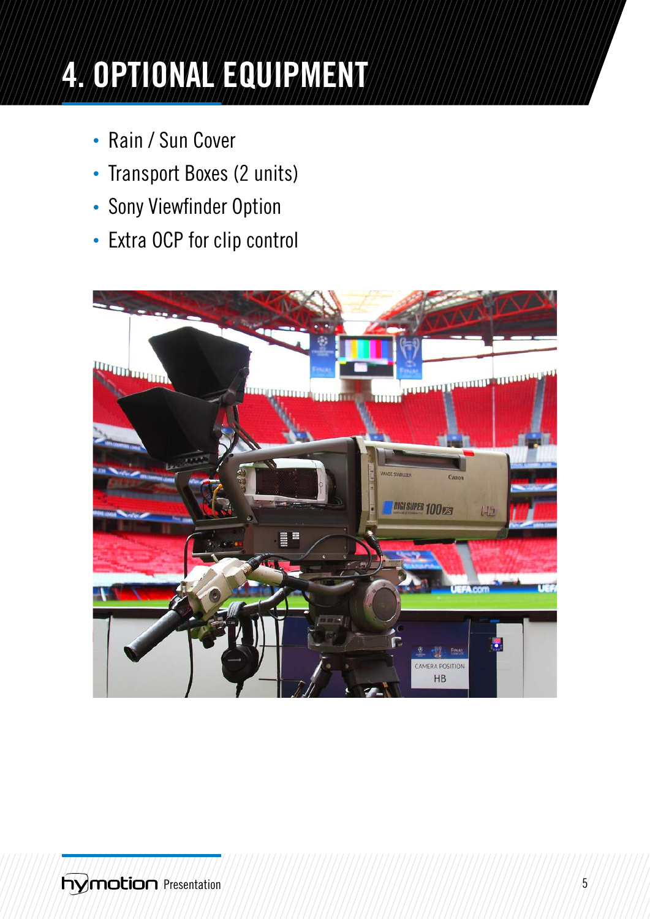# 4. OPTIONAL EQUIPMENT

- Rain / Sun Cover
- Transport Boxes (2 units)
- Sony Viewfinder Option
- Extra OCP for clip control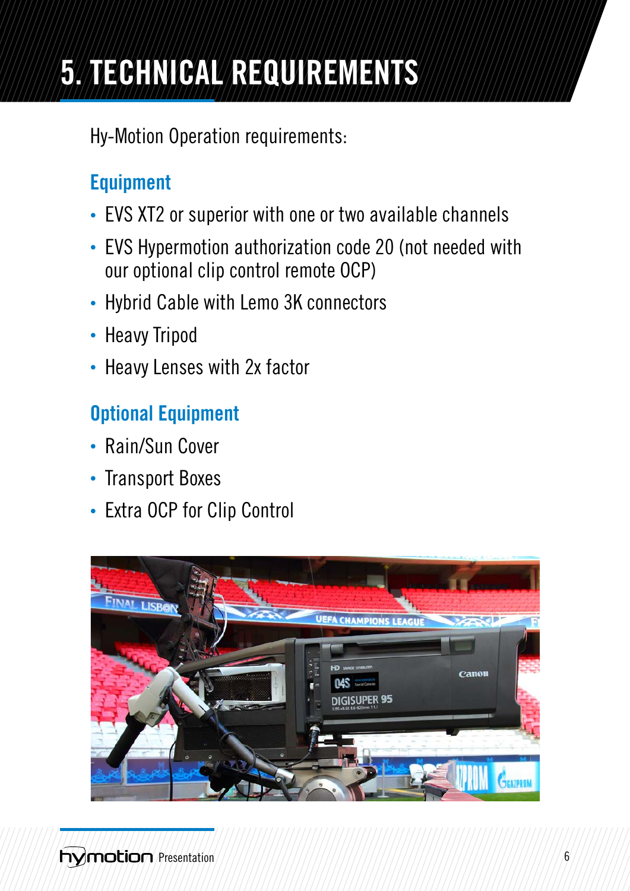# 5. TECHNICAL REQUIREMENTS

Hy-Motion Operation requirements:

## Equipment

- EVS XT2 or superior with one or two available channels
- EVS Hypermotion authorization code 20 (not needed with our optional clip control remote OCP)
- Hybrid Cable with Lemo 3K connectors
- Heavy Tripod
- Heavy Lenses with 2x factor

## Optional Equipment

- Rain/Sun Cover
- Transport Boxes
- Extra OCP for Clip Control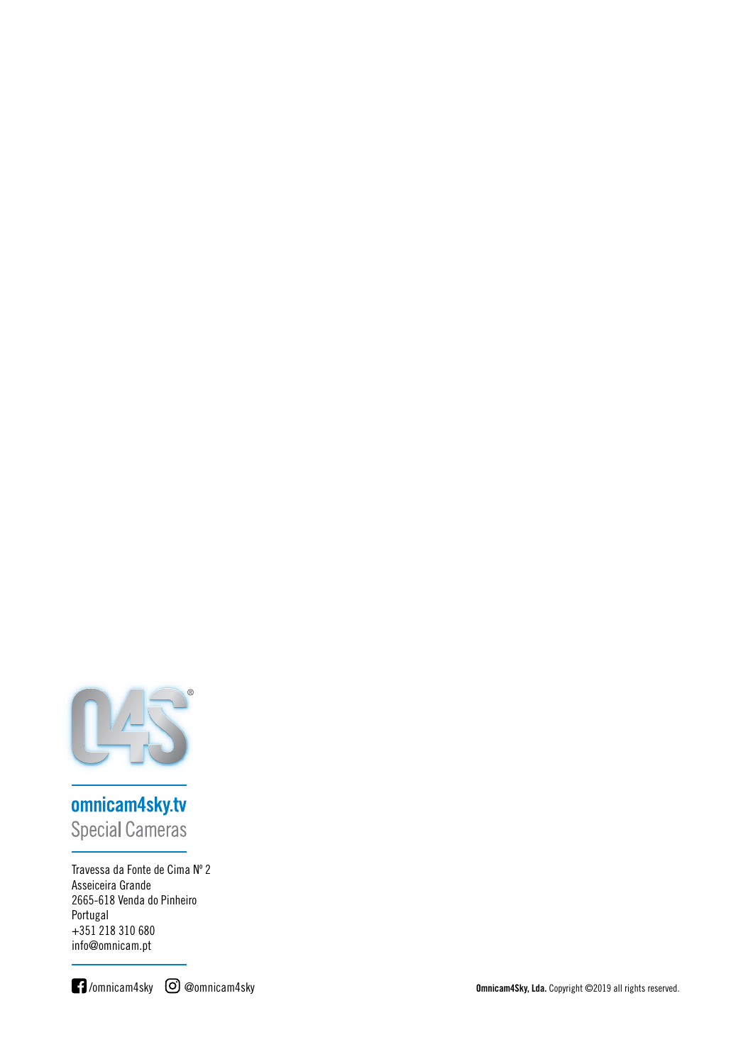O4S®

**omnicam4sky.tv**
Special Cameras

Travessa da Fonte de Cima Nº 2
Asseiceira Grande
2665-618 Venda do Pinheiro
Portugal
+351 218 310 680
info@omnicam.pt

/omnicam4sky @omnicam4sky

**Omnicam4Sky, Lda.** Copyright ©2019 all rights reserved.